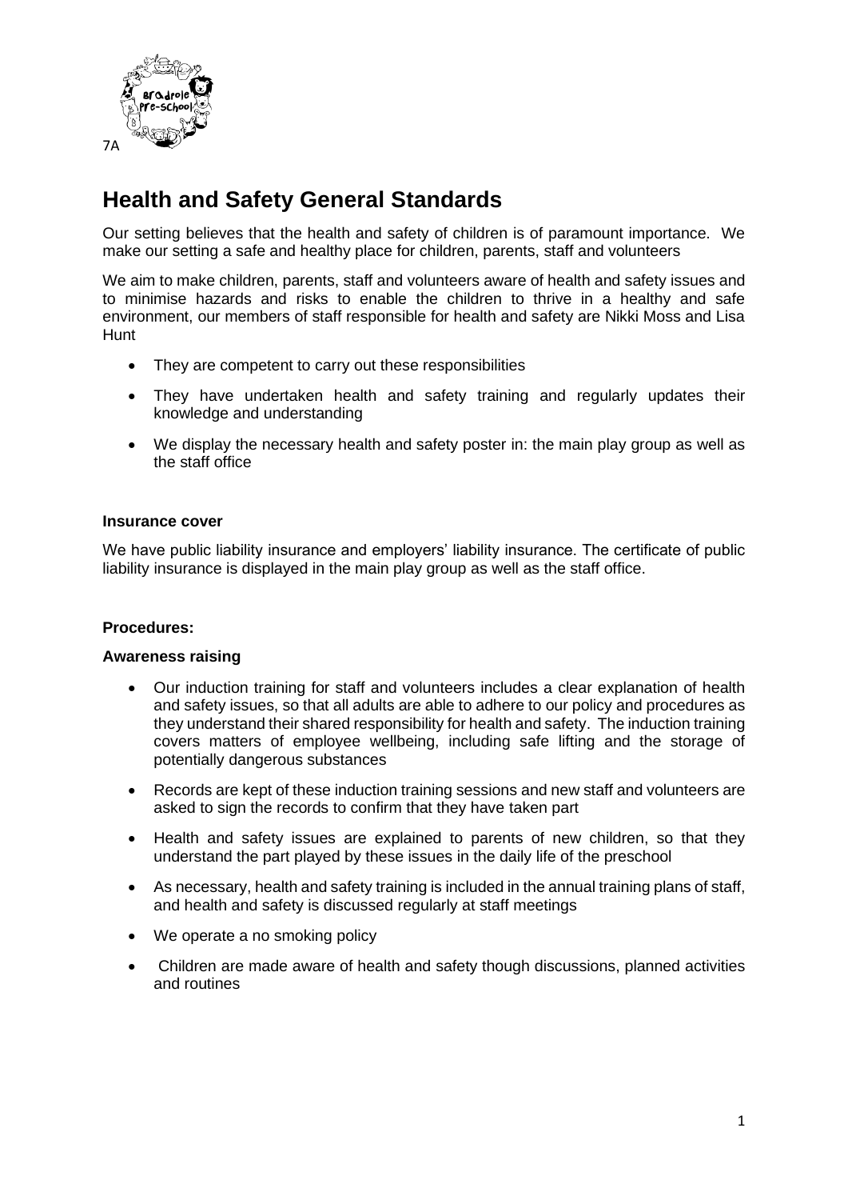7A

# Health and Safety General Standards

Our setting believes that the health and safety of children is of paramount importance. We make our setting a safe and healthy place for children, parents, staff and volunteers

We aim to make children, parents, staff and volunteers aware of health and safety issues and to minimise hazards and risks to enable the children to thrive in a healthy and safe environment, our members of staff responsible for health and safety are Nikki Moss and Lisa Hunt

- They are competent to carry out these responsibilities
- They have undertaken health and safety training and regularly updates their knowledge and understanding
- We display the necessary health and safety poster in: the main play group as well as the staff office

**Insurance cover**

We have public liability insurance and employers' liability insurance. The certificate of public liability insurance is displayed in the main play group as well as the staff office.

**Procedures:**

**Awareness raising**

- Our induction training for staff and volunteers includes a clear explanation of health and safety issues, so that all adults are able to adhere to our policy and procedures as they understand their shared responsibility for health and safety. The induction training covers matters of employee wellbeing, including safe lifting and the storage of potentially dangerous substances
- Records are kept of these induction training sessions and new staff and volunteers are asked to sign the records to confirm that they have taken part
- Health and safety issues are explained to parents of new children, so that they understand the part played by these issues in the daily life of the preschool
- As necessary, health and safety training is included in the annual training plans of staff, and health and safety is discussed regularly at staff meetings
- We operate a no smoking policy
- Children are made aware of health and safety though discussions, planned activities and routines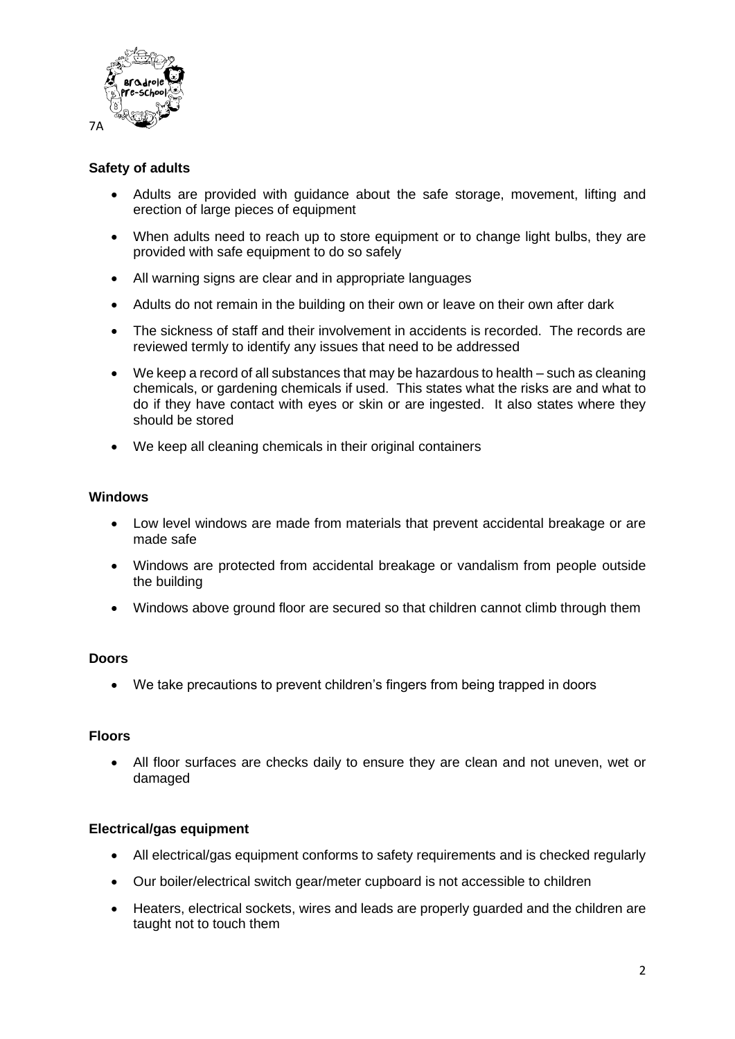7A

**Safety of adults**

- Adults are provided with guidance about the safe storage, movement, lifting and erection of large pieces of equipment
- When adults need to reach up to store equipment or to change light bulbs, they are provided with safe equipment to do so safely
- All warning signs are clear and in appropriate languages
- Adults do not remain in the building on their own or leave on their own after dark
- The sickness of staff and their involvement in accidents is recorded. The records are reviewed termly to identify any issues that need to be addressed
- We keep a record of all substances that may be hazardous to health – such as cleaning chemicals, or gardening chemicals if used. This states what the risks are and what to do if they have contact with eyes or skin or are ingested. It also states where they should be stored
- We keep all cleaning chemicals in their original containers

**Windows**

- Low level windows are made from materials that prevent accidental breakage or are made safe
- Windows are protected from accidental breakage or vandalism from people outside the building
- Windows above ground floor are secured so that children cannot climb through them

**Doors**

- We take precautions to prevent children's fingers from being trapped in doors

**Floors**

- All floor surfaces are checks daily to ensure they are clean and not uneven, wet or damaged

**Electrical/gas equipment**

- All electrical/gas equipment conforms to safety requirements and is checked regularly
- Our boiler/electrical switch gear/meter cupboard is not accessible to children
- Heaters, electrical sockets, wires and leads are properly guarded and the children are taught not to touch them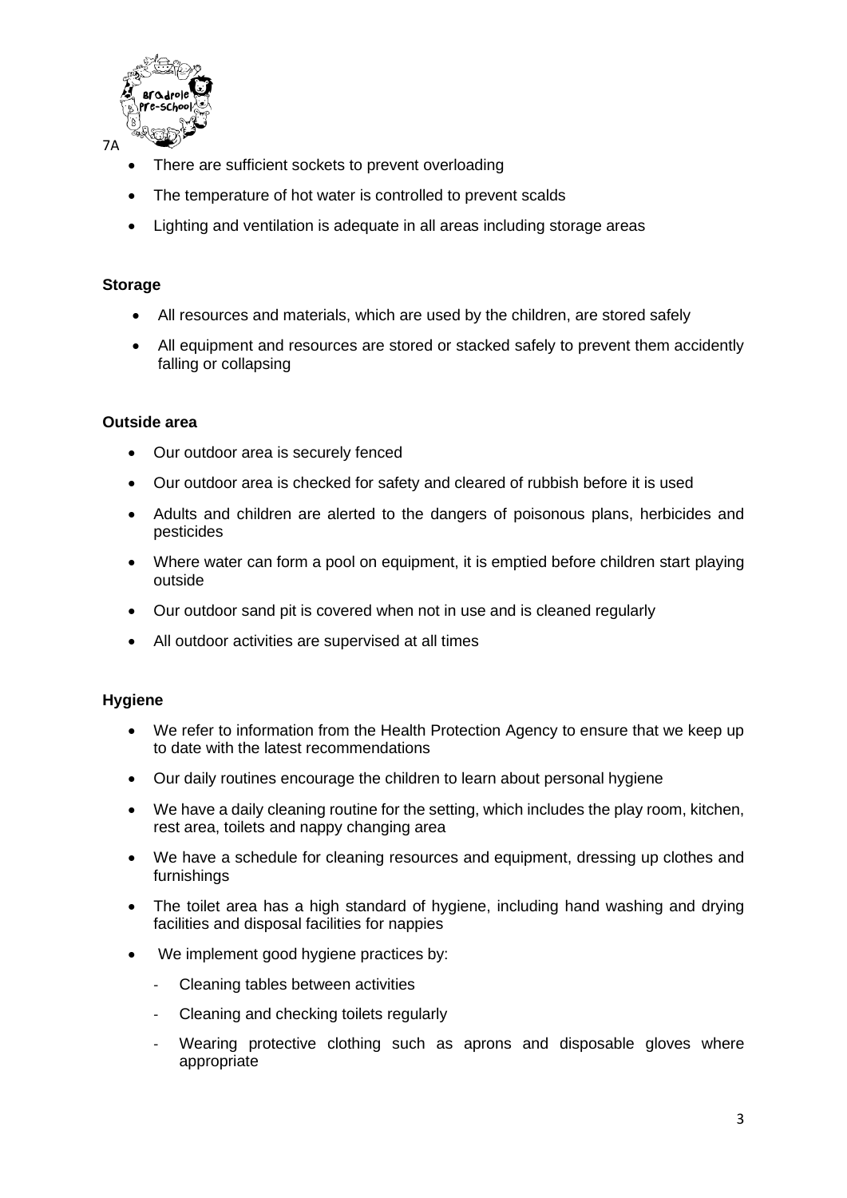- There are sufficient sockets to prevent overloading
- The temperature of hot water is controlled to prevent scalds
- Lighting and ventilation is adequate in all areas including storage areas

**Storage**

- All resources and materials, which are used by the children, are stored safely
- All equipment and resources are stored or stacked safely to prevent them accidently falling or collapsing

**Outside area**

- Our outdoor area is securely fenced
- Our outdoor area is checked for safety and cleared of rubbish before it is used
- Adults and children are alerted to the dangers of poisonous plans, herbicides and pesticides
- Where water can form a pool on equipment, it is emptied before children start playing outside
- Our outdoor sand pit is covered when not in use and is cleaned regularly
- All outdoor activities are supervised at all times

**Hygiene**

- We refer to information from the Health Protection Agency to ensure that we keep up to date with the latest recommendations
- Our daily routines encourage the children to learn about personal hygiene
- We have a daily cleaning routine for the setting, which includes the play room, kitchen, rest area, toilets and nappy changing area
- We have a schedule for cleaning resources and equipment, dressing up clothes and furnishings
- The toilet area has a high standard of hygiene, including hand washing and drying facilities and disposal facilities for nappies
- We implement good hygiene practices by:
  - Cleaning tables between activities
  - Cleaning and checking toilets regularly
  - Wearing protective clothing such as aprons and disposable gloves where appropriate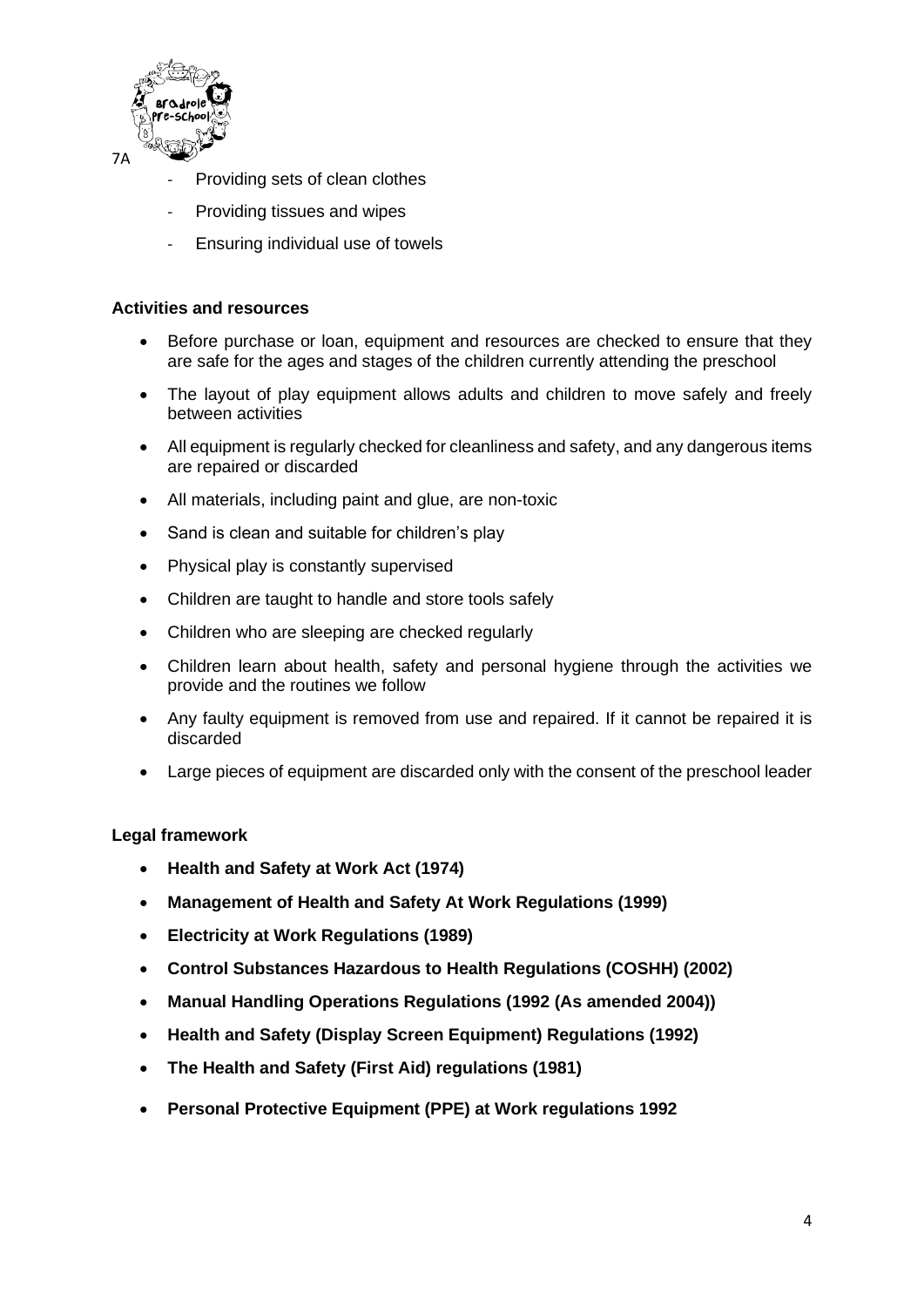- Providing sets of clean clothes
- Providing tissues and wipes
- Ensuring individual use of towels

**Activities and resources**

- Before purchase or loan, equipment and resources are checked to ensure that they are safe for the ages and stages of the children currently attending the preschool
- The layout of play equipment allows adults and children to move safely and freely between activities
- All equipment is regularly checked for cleanliness and safety, and any dangerous items are repaired or discarded
- All materials, including paint and glue, are non-toxic
- Sand is clean and suitable for children's play
- Physical play is constantly supervised
- Children are taught to handle and store tools safely
- Children who are sleeping are checked regularly
- Children learn about health, safety and personal hygiene through the activities we provide and the routines we follow
- Any faulty equipment is removed from use and repaired. If it cannot be repaired it is discarded
- Large pieces of equipment are discarded only with the consent of the preschool leader

**Legal framework**

- **Health and Safety at Work Act (1974)**
- **Management of Health and Safety At Work Regulations (1999)**
- **Electricity at Work Regulations (1989)**
- **Control Substances Hazardous to Health Regulations (COSHH) (2002)**
- **Manual Handling Operations Regulations (1992 (As amended 2004))**
- **Health and Safety (Display Screen Equipment) Regulations (1992)**
- **The Health and Safety (First Aid) regulations (1981)**
- **Personal Protective Equipment (PPE) at Work regulations 1992**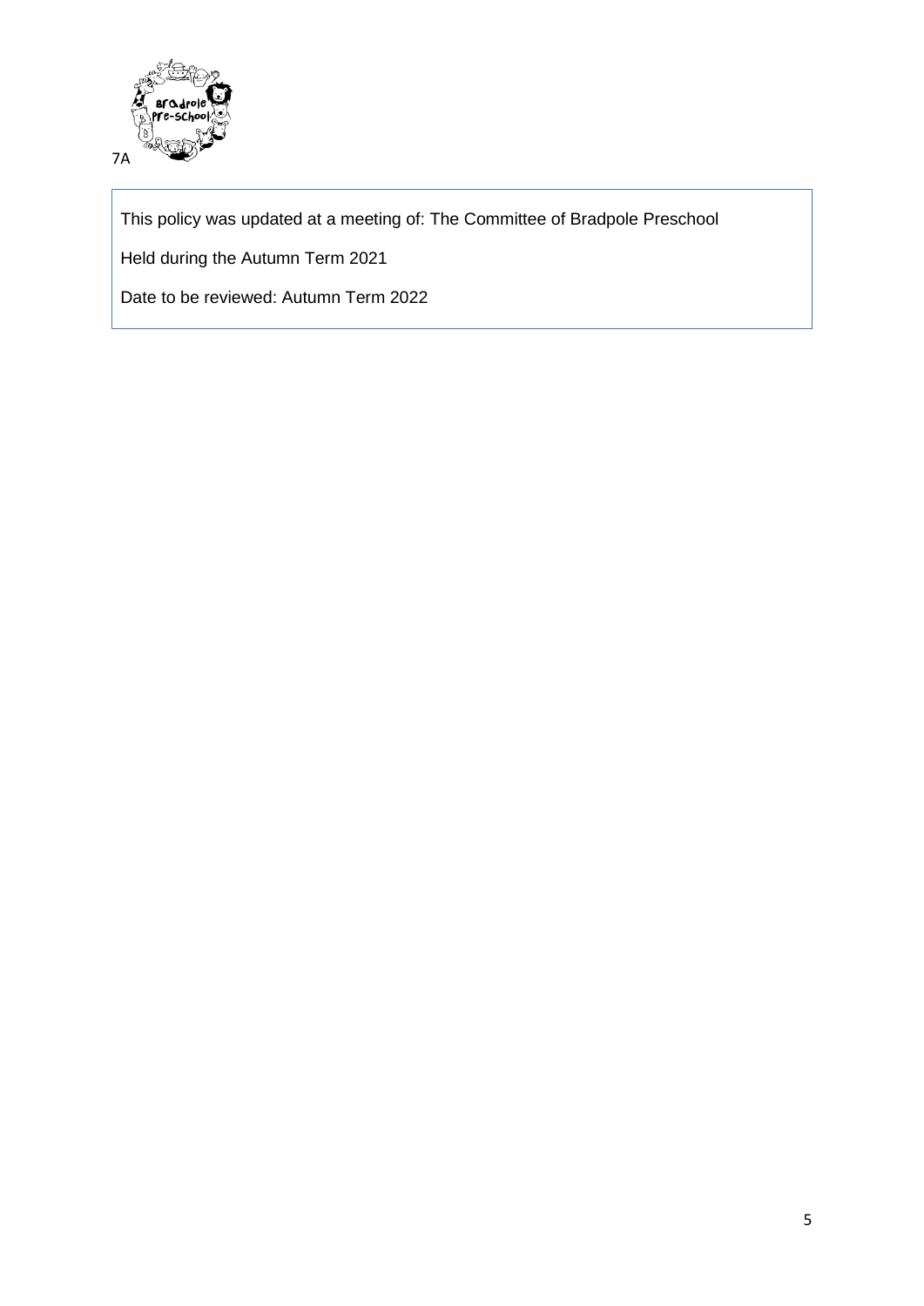7A

This policy was updated at a meeting of: The Committee of Bradpole Preschool

Held during the Autumn Term 2021

Date to be reviewed: Autumn Term 2022